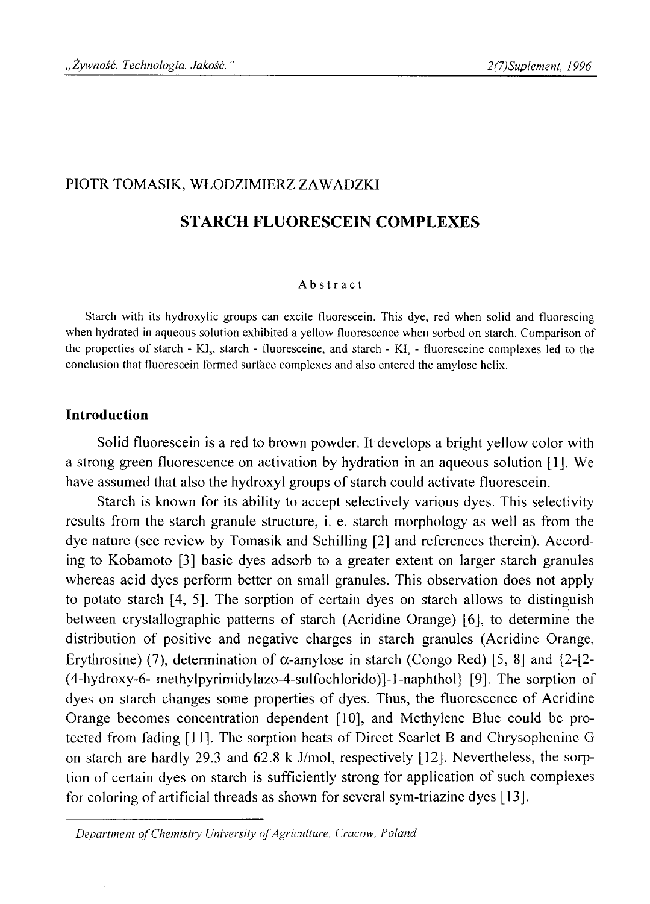PIOTR TOMASIK, WŁODZIMIERZ ZAWADZKI

# STARCH FLUORESCEIN COMPLEXES

### Abstract

Starch with its hydroxylic groups can excite fluorescein. This dye, red when solid and fluorescing when hydrated in aqueous solution exhibited a yellow fluorescence when sorbed on starch. Comparison of the properties of starch - $KI_5$, starch - fluoresceine, and starch - $KI_5$ - fluoresceine complexes led to the conclusion that fluorescein formed surface complexes and also entered the amylose helix.

## Introduction

Solid fluorescein is a red to brown powder. It develops a bright yellow color with a strong green fluorescence on activation by hydration in an aqueous solution [1]. We have assumed that also the hydroxyl groups of starch could activate fluorescein.

Starch is known for its ability to accept selectively various dyes. This selectivity results from the starch granule structure, i. e. starch morphology as well as from the dye nature (see review by Tomasik and Schilling [2] and references therein). According to Kobamoto [3] basic dyes adsorb to a greater extent on larger starch granules whereas acid dyes perform better on small granules. This observation does not apply to potato starch [4, 5]. The sorption of certain dyes on starch allows to distinguish between crystallographic patterns of starch (Acridine Orange) [6], to determine the distribution of positive and negative charges in starch granules (Acridine Orange, Erythrosine) (7), determination of $\alpha$-amylose in starch (Congo Red) [5, 8] and {2-[2-(4-hydroxy-6- methylpyrimidylazo-4-sulfochlorido)]-1-naphthol} [9]. The sorption of dyes on starch changes some properties of dyes. Thus, the fluorescence of Acridine Orange becomes concentration dependent [10], and Methylene Blue could be protected from fading [11]. The sorption heats of Direct Scarlet B and Chrysophenine G on starch are hardly 29.3 and 62.8 k J/mol, respectively [12]. Nevertheless, the sorption of certain dyes on starch is sufficiently strong for application of such complexes for coloring of artificial threads as shown for several sym-triazine dyes [13].

---

*Department of Chemistry University of Agriculture, Cracow, Poland*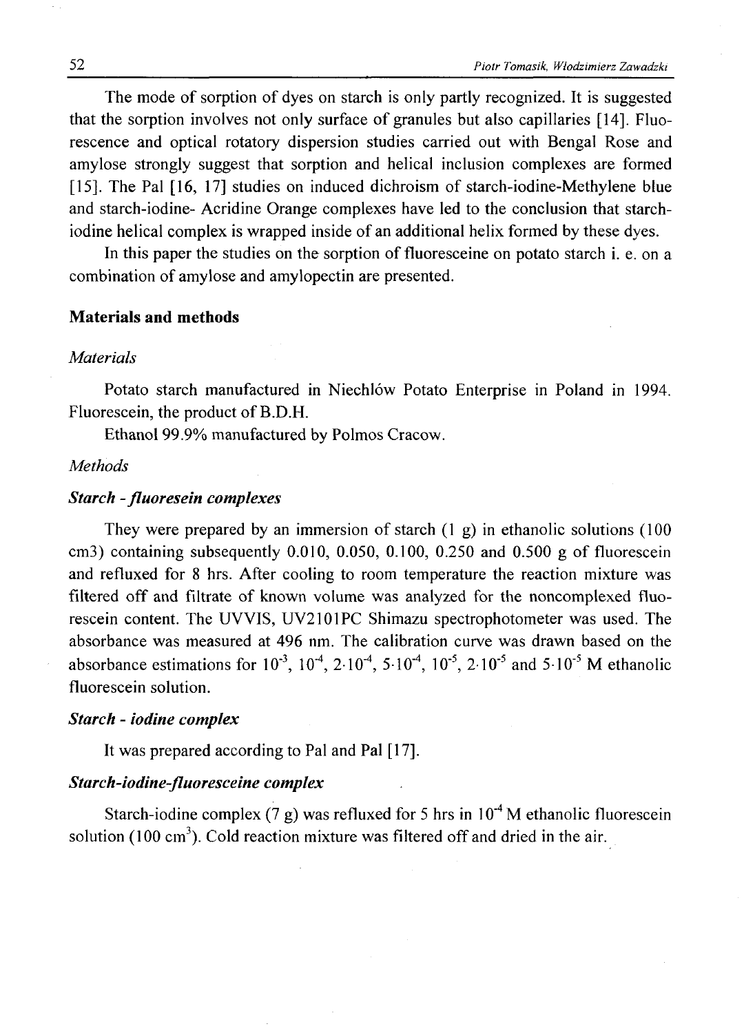The mode of sorption of dyes on starch is only partly recognized. It is suggested that the sorption involves not only surface of granules but also capillaries [14]. Fluorescence and optical rotatory dispersion studies carried out with Bengal Rose and amylose strongly suggest that sorption and helical inclusion complexes are formed [15]. The Pal [16, 17] studies on induced dichroism of starch-iodine-Methylene blue and starch-iodine- Acridine Orange complexes have led to the conclusion that starch-iodine helical complex is wrapped inside of an additional helix formed by these dyes.

In this paper the studies on the sorption of fluoresceine on potato starch i. e. on a combination of amylose and amylopectin are presented.

## Materials and methods

### *Materials*

Potato starch manufactured in Niechlów Potato Enterprise in Poland in 1994. Fluorescein, the product of B.D.H.

Ethanol 99.9% manufactured by Polmos Cracow.

### *Methods*

#### ***Starch - fluoresein complexes***

They were prepared by an immersion of starch (1 g) in ethanolic solutions (100 cm3) containing subsequently 0.010, 0.050, 0.100, 0.250 and 0.500 g of fluorescein and refluxed for 8 hrs. After cooling to room temperature the reaction mixture was filtered off and filtrate of known volume was analyzed for the noncomplexed fluorescein content. The UVVIS, UV2101PC Shimazu spectrophotometer was used. The absorbance was measured at 496 nm. The calibration curve was drawn based on the absorbance estimations for $10^{-3}$, $10^{-4}$, $2 \cdot 10^{-4}$, $5 \cdot 10^{-4}$, $10^{-5}$, $2 \cdot 10^{-5}$ and $5 \cdot 10^{-5}$ M ethanolic fluorescein solution.

#### ***Starch - iodine complex***

It was prepared according to Pal and Pal [17].

#### ***Starch-iodine-fluoresceine complex***

Starch-iodine complex (7 g) was refluxed for 5 hrs in $10^{-4}$ M ethanolic fluorescein solution (100 $cm^3$). Cold reaction mixture was filtered off and dried in the air.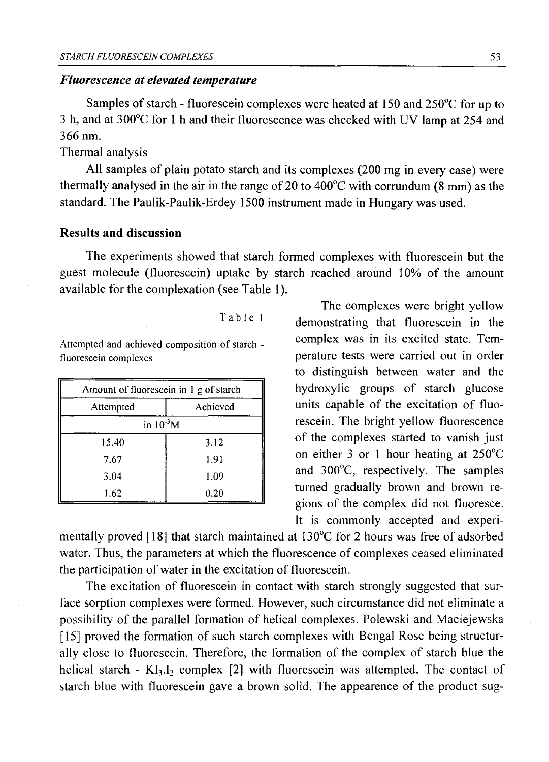### *Fluorescence at elevated temperature*

Samples of starch - fluorescein complexes were heated at 150 and 250°C for up to 3 h, and at 300°C for 1 h and their fluorescence was checked with UV lamp at 254 and 366 nm.

Thermal analysis

All samples of plain potato starch and its complexes (200 mg in every case) were thermally analysed in the air in the range of 20 to 400°C with corrundum (8 mm) as the standard. The Paulik-Paulik-Erdey 1500 instrument made in Hungary was used.

## Results and discussion

The experiments showed that starch formed complexes with fluorescein but the guest molecule (fluorescein) uptake by starch reached around 10% of the amount available for the complexation (see Table 1).

Table 1

Attempted and achieved composition of starch - fluorescein complexes

| Amount of fluorescein in 1 g of starch | |
|---|---|
| Attempted | Achieved |
| in $10^{-3}$M | |
| 15.40 | 3.12 |
| 7.67 | 1.91 |
| 3.04 | 1.09 |
| 1.62 | 0.20 |

The complexes were bright yellow demonstrating that fluorescein in the complex was in its excited state. Temperature tests were carried out in order to distinguish between water and the hydroxylic groups of starch glucose units capable of the excitation of fluorescein. The bright yellow fluorescence of the complexes started to vanish just on either 3 or 1 hour heating at 250°C and 300°C, respectively. The samples turned gradually brown and brown regions of the complex did not fluoresce. It is commonly accepted and experimentally proved [18] that starch maintained at 130°C for 2 hours was free of adsorbed water. Thus, the parameters at which the fluorescence of complexes ceased eliminated the participation of water in the excitation of fluorescein.

The excitation of fluorescein in contact with starch strongly suggested that surface sorption complexes were formed. However, such circumstance did not eliminate a possibility of the parallel formation of helical complexes. Polewski and Maciejewska [15] proved the formation of such starch complexes with Bengal Rose being structurally close to fluorescein. Therefore, the formation of the complex of starch blue the helical starch - $KI_3.I_2$ complex [2] with fluorescein was attempted. The contact of starch blue with fluorescein gave a brown solid. The appearence of the product sug-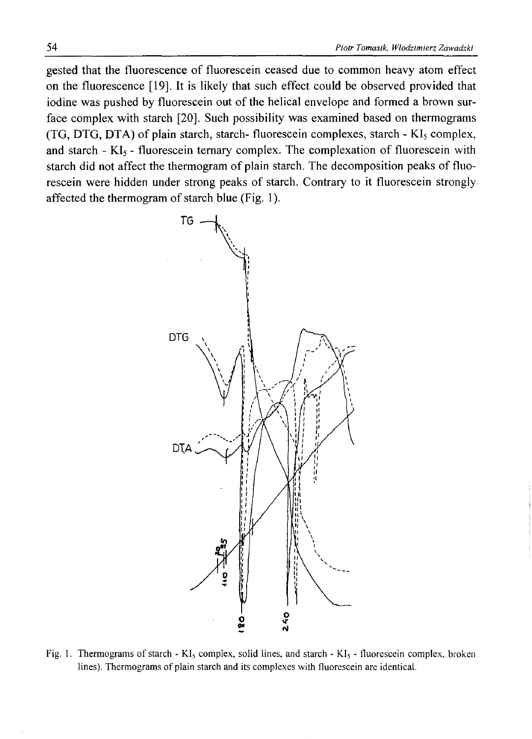gested that the fluorescence of fluorescein ceased due to common heavy atom effect on the fluorescence [19]. It is likely that such effect could be observed provided that iodine was pushed by fluorescein out of the helical envelope and formed a brown surface complex with starch [20]. Such possibility was examined based on thermograms (TG, DTG, DTA) of plain starch, starch- fluorescein complexes, starch - $KI_5$ complex, and starch - $KI_5$ - fluorescein ternary complex. The complexation of fluorescein with starch did not affect the thermogram of plain starch. The decomposition peaks of fluorescein were hidden under strong peaks of starch. Contrary to it fluorescein strongly affected the thermogram of starch blue (Fig. 1).

Fig. 1. Thermograms of starch - $KI_5$ complex, solid lines, and starch - $KI_5$ - fluorescein complex, broken lines). Thermograms of plain starch and its complexes with fluorescein are identical.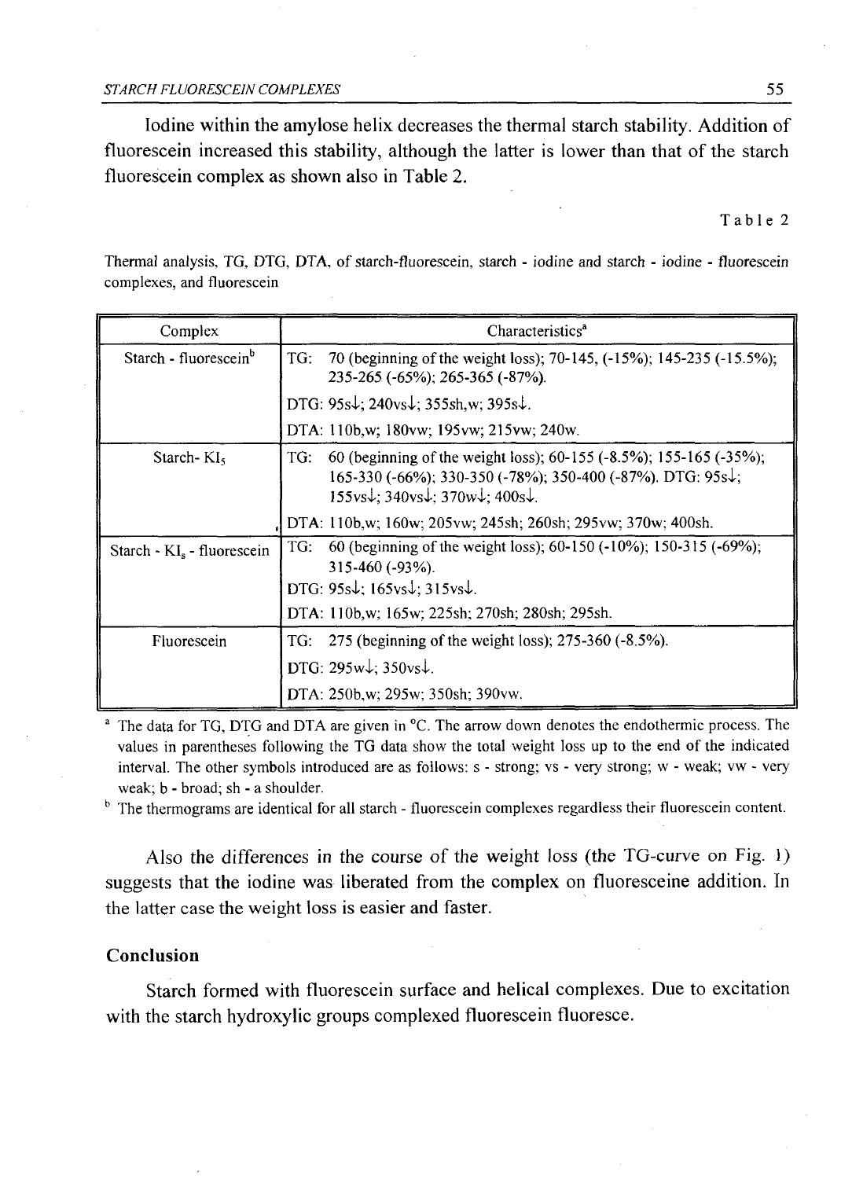Iodine within the amylose helix decreases the thermal starch stability. Addition of fluorescein increased this stability, although the latter is lower than that of the starch fluorescein complex as shown also in Table 2.

Table 2

Thermal analysis, TG, DTG, DTA, of starch-fluorescein, starch - iodine and starch - iodine - fluorescein complexes, and fluorescein

| Complex | Characteristics[a] |
|---|---|
| Starch - fluorescein[b] | TG: 70 (beginning of the weight loss); 70-145, (-15%); 145-235 (-15.5%); 235-265 (-65%); 265-365 (-87%).<br>DTG: 95s↓; 240vs↓; 355sh,w; 395s↓.<br>DTA: 110b,w; 180vw; 195vw; 215vw; 240w. |
| Starch- $KI_5$ | TG: 60 (beginning of the weight loss); 60-155 (-8.5%); 155-165 (-35%); 165-330 (-66%); 330-350 (-78%); 350-400 (-87%). DTG: 95s↓; 155vs↓; 340vs↓; 370w↓; 400s↓.<br>DTA: 110b,w; 160w; 205vw; 245sh; 260sh; 295vw; 370w; 400sh. |
| Starch - $KI_5$ - fluorescein | TG: 60 (beginning of the weight loss); 60-150 (-10%); 150-315 (-69%); 315-460 (-93%).<br>DTG: 95s↓; 165vs↓; 315vs↓.<br>DTA: 110b,w; 165w; 225sh; 270sh; 280sh; 295sh. |
| Fluorescein | TG: 275 (beginning of the weight loss); 275-360 (-8.5%).<br>DTG: 295w↓; 350vs↓.<br>DTA: 250b,w; 295w; 350sh; 390vw. |

[a] The data for TG, DTG and DTA are given in °C. The arrow down denotes the endothermic process. The values in parentheses following the TG data show the total weight loss up to the end of the indicated interval. The other symbols introduced are as follows: s - strong; vs - very strong; w - weak; vw - very weak; b - broad; sh - a shoulder.

[b] The thermograms are identical for all starch - fluorescein complexes regardless their fluorescein content.

Also the differences in the course of the weight loss (the TG-curve on Fig. 1) suggests that the iodine was liberated from the complex on fluoresceine addition. In the latter case the weight loss is easier and faster.

## Conclusion

Starch formed with fluorescein surface and helical complexes. Due to excitation with the starch hydroxylic groups complexed fluorescein fluoresce.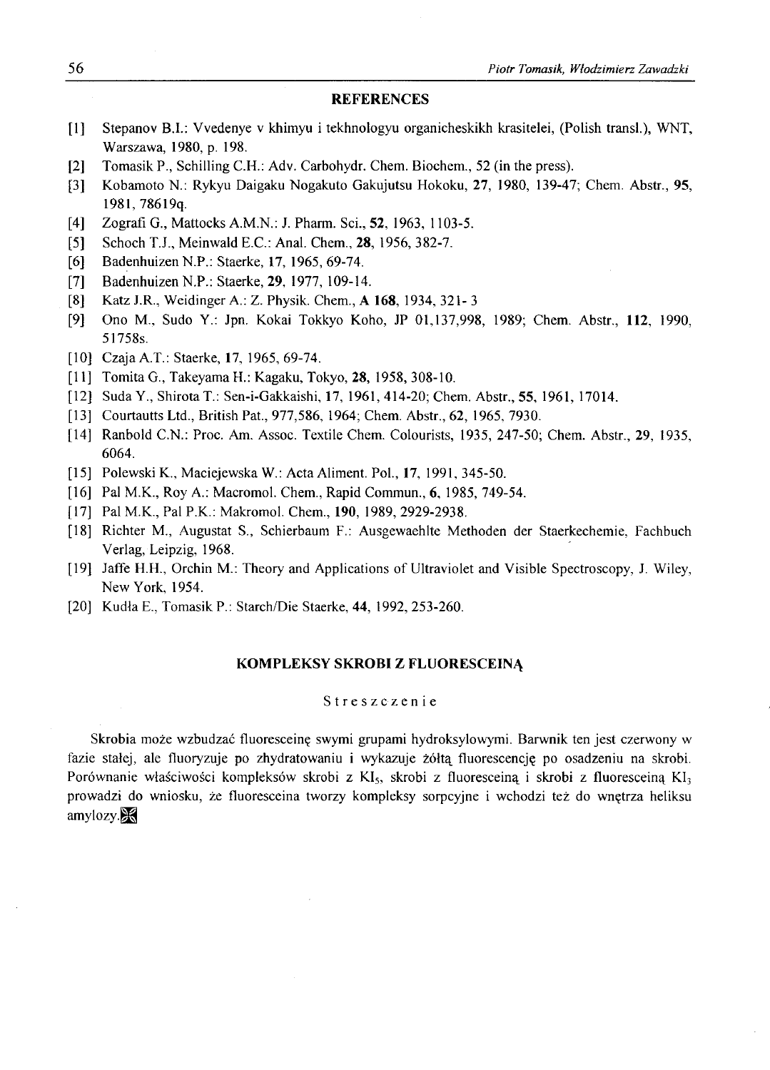## REFERENCES

[1] Stepanov B.I.: Vvedenye v khimyu i tekhnologyu organicheskikh krasitelei, (Polish transl.), WNT, Warszawa, 1980, p. 198.

[2] Tomasik P., Schilling C.H.: Adv. Carbohydr. Chem. Biochem., 52 (in the press).

[3] Kobamoto N.: Rykyu Daigaku Nogakuto Gakujutsu Hokoku, **27**, 1980, 139-47; Chem. Abstr., **95**, 1981, 78619q.

[4] Zografi G., Mattocks A.M.N.: J. Pharm. Sci., **52**, 1963, 1103-5.

[5] Schoch T.J., Meinwald E.C.: Anal. Chem., **28**, 1956, 382-7.

[6] Badenhuizen N.P.: Staerke, **17**, 1965, 69-74.

[7] Badenhuizen N.P.: Staerke, **29**, 1977, 109-14.

[8] Katz J.R., Weidinger A.: Z. Physik. Chem., **A 168**, 1934, 321- 3

[9] Ono M., Sudo Y.: Jpn. Kokai Tokkyo Koho, JP 01,137,998, 1989; Chem. Abstr., **112**, 1990, 51758s.

[10] Czaja A.T.: Staerke, **17**, 1965, 69-74.

[11] Tomita G., Takeyama H.: Kagaku, Tokyo, **28**, 1958, 308-10.

[12] Suda Y., Shirota T.: Sen-i-Gakkaishi, **17**, 1961, 414-20; Chem. Abstr., **55**, 1961, 17014.

[13] Courtautts Ltd., British Pat., 977,586, 1964; Chem. Abstr., **62**, 1965, 7930.

[14] Ranbold C.N.: Proc. Am. Assoc. Textile Chem. Colourists, 1935, 247-50; Chem. Abstr., **29**, 1935, 6064.

[15] Polewski K., Maciejewska W.: Acta Aliment. Pol., **17**, 1991, 345-50.

[16] Pal M.K., Roy A.: Macromol. Chem., Rapid Commun., **6**, 1985, 749-54.

[17] Pal M.K., Pal P.K.: Makromol. Chem., **190**, 1989, 2929-2938.

[18] Richter M., Augustat S., Schierbaum F.: Ausgewaehlte Methoden der Staerkechemie, Fachbuch Verlag, Leipzig, 1968.

[19] Jaffe H.H., Orchin M.: Theory and Applications of Ultraviolet and Visible Spectroscopy, J. Wiley, New York, 1954.

[20] Kudła E., Tomasik P.: Starch/Die Staerke, **44**, 1992, 253-260.

## KOMPLEKSY SKROBI Z FLUORESCEINĄ

### Streszczenie

Skrobia może wzbudzać fluoresceinę swymi grupami hydroksylowymi. Barwnik ten jest czerwony w fazie stałej, ale fluoryzuje po zhydratowaniu i wykazuje żółtą fluorescencję po osadzeniu na skrobi. Porównanie właściwości kompleksów skrobi z $KI_5$, skrobi z fluoresceiną i skrobi z fluoresceiną $KI_3$ prowadzi do wniosku, że fluoresceina tworzy kompleksy sorpcyjne i wchodzi też do wnętrza heliksu amylozy.